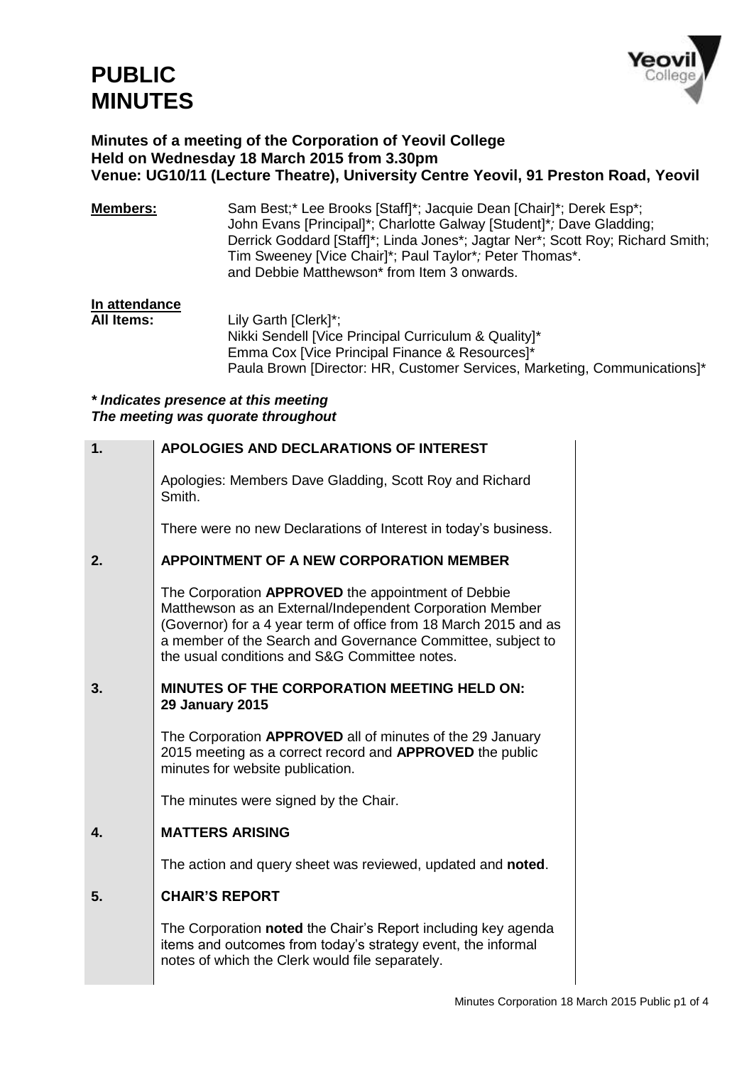# PUBLIC MINUTES

**Minutes of a meeting of the Corporation of Yeovil College**
**Held on Wednesday 18 March 2015 from 3.30pm**
**Venue: UG10/11 (Lecture Theatre), University Centre Yeovil, 91 Preston Road, Yeovil**

**Members:** Sam Best;* Lee Brooks [Staff]*; Jacquie Dean [Chair]*; Derek Esp*; John Evans [Principal]*; Charlotte Galway [Student]*; Dave Gladding; Derrick Goddard [Staff]*; Linda Jones*; Jagtar Ner*; Scott Roy; Richard Smith; Tim Sweeney [Vice Chair]*; Paul Taylor*; Peter Thomas*. and Debbie Matthewson* from Item 3 onwards.

**In attendance**
**All Items:** Lily Garth [Clerk]*;
Nikki Sendell [Vice Principal Curriculum & Quality]*
Emma Cox [Vice Principal Finance & Resources]*
Paula Brown [Director: HR, Customer Services, Marketing, Communications]*

***\* Indicates presence at this meeting***
***The meeting was quorate throughout***

| | | |
|---|---|---|
| **1.** | **APOLOGIES AND DECLARATIONS OF INTEREST**<br><br>Apologies: Members Dave Gladding, Scott Roy and Richard Smith.<br><br>There were no new Declarations of Interest in today's business. | |
| **2.** | **APPOINTMENT OF A NEW CORPORATION MEMBER**<br><br>The Corporation **APPROVED** the appointment of Debbie Matthewson as an External/Independent Corporation Member (Governor) for a 4 year term of office from 18 March 2015 and as a member of the Search and Governance Committee, subject to the usual conditions and S&G Committee notes. | |
| **3.** | **MINUTES OF THE CORPORATION MEETING HELD ON: 29 January 2015**<br><br>The Corporation **APPROVED** all of minutes of the 29 January 2015 meeting as a correct record and **APPROVED** the public minutes for website publication.<br><br>The minutes were signed by the Chair. | |
| **4.** | **MATTERS ARISING**<br><br>The action and query sheet was reviewed, updated and **noted**. | |
| **5.** | **CHAIR'S REPORT**<br><br>The Corporation **noted** the Chair's Report including key agenda items and outcomes from today's strategy event, the informal notes of which the Clerk would file separately. | |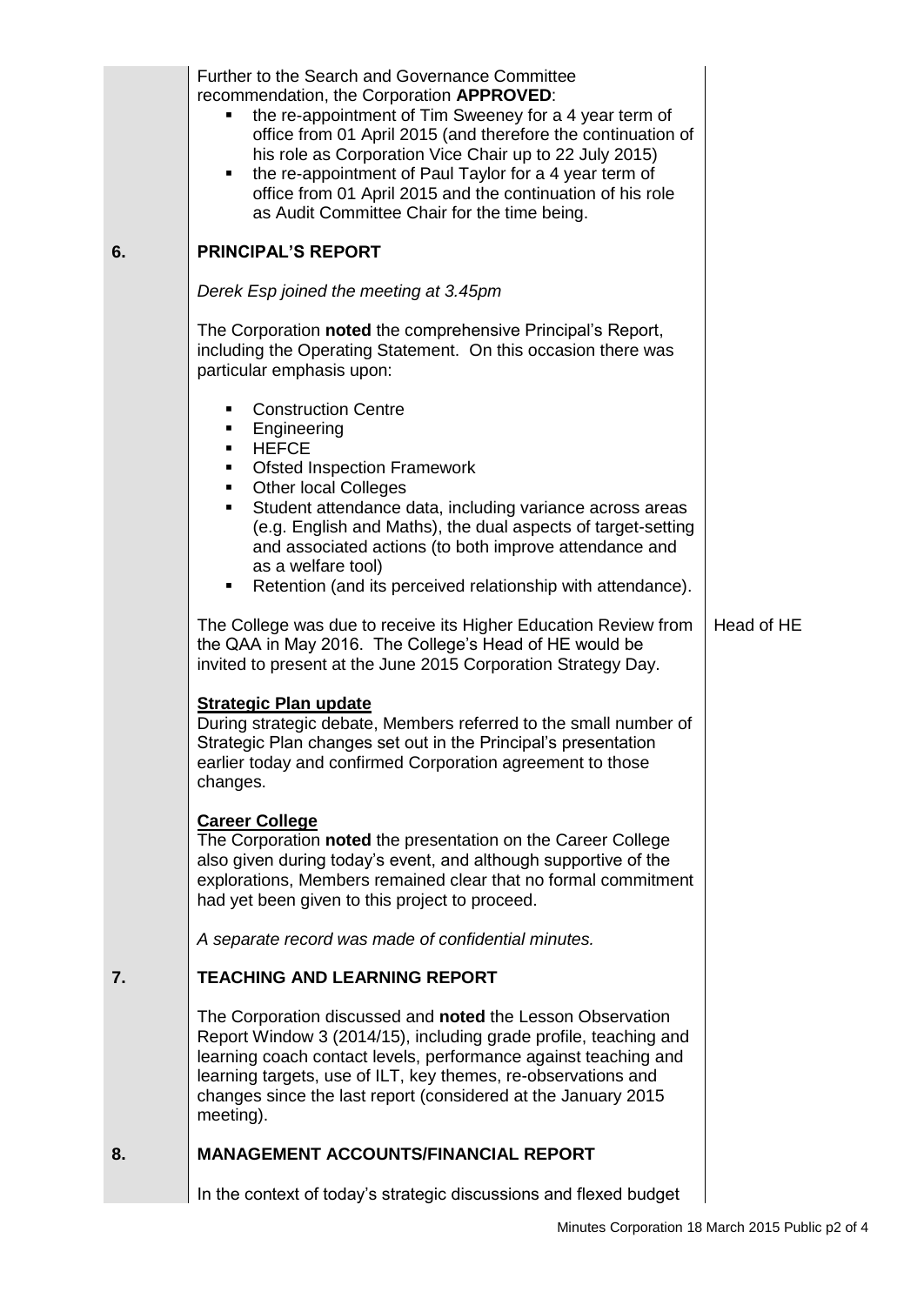Further to the Search and Governance Committee recommendation, the Corporation **APPROVED**:

- the re-appointment of Tim Sweeney for a 4 year term of office from 01 April 2015 (and therefore the continuation of his role as Corporation Vice Chair up to 22 July 2015)
- the re-appointment of Paul Taylor for a 4 year term of office from 01 April 2015 and the continuation of his role as Audit Committee Chair for the time being.

## 6. PRINCIPAL'S REPORT

*Derek Esp joined the meeting at 3.45pm*

The Corporation **noted** the comprehensive Principal's Report, including the Operating Statement. On this occasion there was particular emphasis upon:

- Construction Centre
- Engineering
- HEFCE
- Ofsted Inspection Framework
- Other local Colleges
- Student attendance data, including variance across areas (e.g. English and Maths), the dual aspects of target-setting and associated actions (to both improve attendance and as a welfare tool)
- Retention (and its perceived relationship with attendance).

The College was due to receive its Higher Education Review from the QAA in May 2016. The College's Head of HE would be invited to present at the June 2015 Corporation Strategy Day. — *Action: Head of HE*

**Strategic Plan update**

During strategic debate, Members referred to the small number of Strategic Plan changes set out in the Principal's presentation earlier today and confirmed Corporation agreement to those changes.

**Career College**

The Corporation **noted** the presentation on the Career College also given during today's event, and although supportive of the explorations, Members remained clear that no formal commitment had yet been given to this project to proceed.

*A separate record was made of confidential minutes.*

## 7. TEACHING AND LEARNING REPORT

The Corporation discussed and **noted** the Lesson Observation Report Window 3 (2014/15), including grade profile, teaching and learning coach contact levels, performance against teaching and learning targets, use of ILT, key themes, re-observations and changes since the last report (considered at the January 2015 meeting).

## 8. MANAGEMENT ACCOUNTS/FINANCIAL REPORT

In the context of today's strategic discussions and flexed budget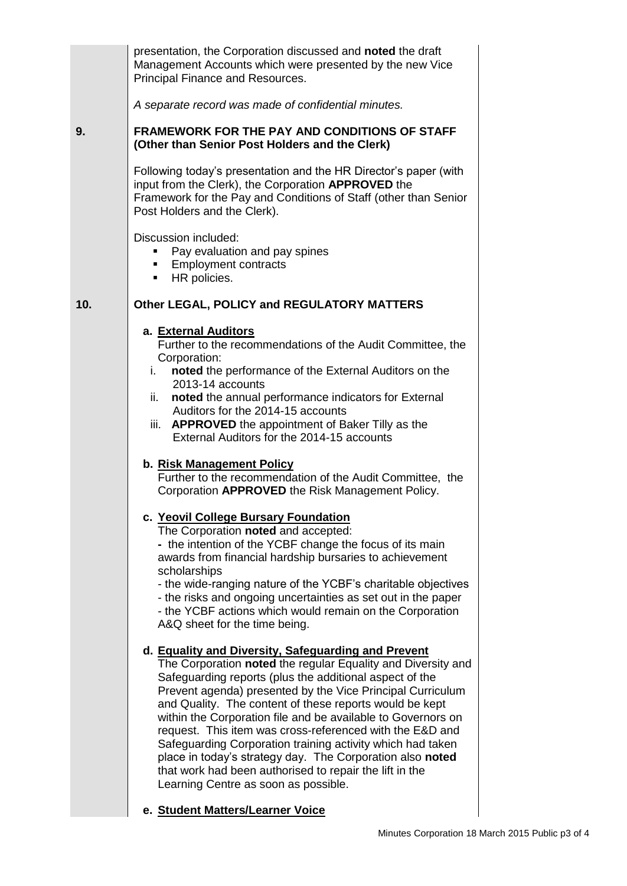presentation, the Corporation discussed and **noted** the draft Management Accounts which were presented by the new Vice Principal Finance and Resources.

*A separate record was made of confidential minutes.*

**9. FRAMEWORK FOR THE PAY AND CONDITIONS OF STAFF (Other than Senior Post Holders and the Clerk)**

Following today's presentation and the HR Director's paper (with input from the Clerk), the Corporation **APPROVED** the Framework for the Pay and Conditions of Staff (other than Senior Post Holders and the Clerk).

Discussion included:

- Pay evaluation and pay spines
- Employment contracts
- HR policies.

**10. Other LEGAL, POLICY and REGULATORY MATTERS**

**a. External Auditors**

Further to the recommendations of the Audit Committee, the Corporation:

i. **noted** the performance of the External Auditors on the 2013-14 accounts
ii. **noted** the annual performance indicators for External Auditors for the 2014-15 accounts
iii. **APPROVED** the appointment of Baker Tilly as the External Auditors for the 2014-15 accounts

**b. Risk Management Policy**

Further to the recommendation of the Audit Committee, the Corporation **APPROVED** the Risk Management Policy.

**c. Yeovil College Bursary Foundation**

The Corporation **noted** and accepted:

- the intention of the YCBF change the focus of its main awards from financial hardship bursaries to achievement scholarships
- the wide-ranging nature of the YCBF's charitable objectives
- the risks and ongoing uncertainties as set out in the paper
- the YCBF actions which would remain on the Corporation A&Q sheet for the time being.

**d. Equality and Diversity, Safeguarding and Prevent**

The Corporation **noted** the regular Equality and Diversity and Safeguarding reports (plus the additional aspect of the Prevent agenda) presented by the Vice Principal Curriculum and Quality. The content of these reports would be kept within the Corporation file and be available to Governors on request. This item was cross-referenced with the E&D and Safeguarding Corporation training activity which had taken place in today's strategy day. The Corporation also **noted** that work had been authorised to repair the lift in the Learning Centre as soon as possible.

**e. Student Matters/Learner Voice**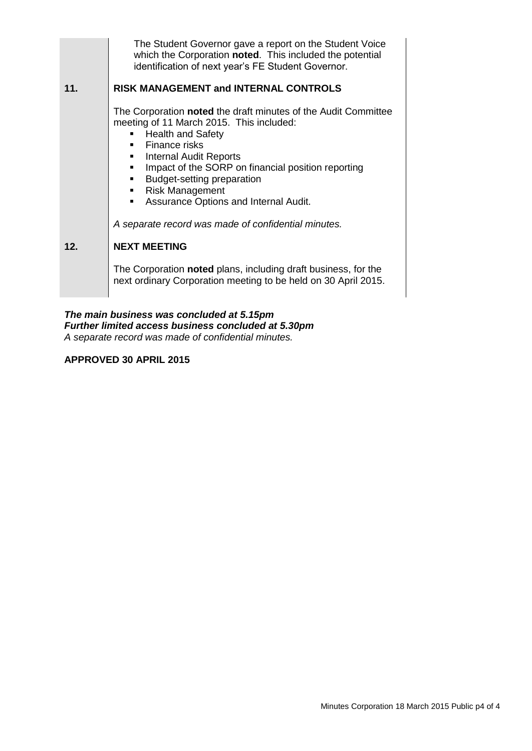The Student Governor gave a report on the Student Voice which the Corporation **noted**. This included the potential identification of next year's FE Student Governor.

## 11. RISK MANAGEMENT and INTERNAL CONTROLS

The Corporation **noted** the draft minutes of the Audit Committee meeting of 11 March 2015. This included:

- Health and Safety
- Finance risks
- Internal Audit Reports
- Impact of the SORP on financial position reporting
- Budget-setting preparation
- Risk Management
- Assurance Options and Internal Audit.

*A separate record was made of confidential minutes.*

## 12. NEXT MEETING

The Corporation **noted** plans, including draft business, for the next ordinary Corporation meeting to be held on 30 April 2015.

***The main business was concluded at 5.15pm***
***Further limited access business concluded at 5.30pm***
*A separate record was made of confidential minutes.*

**APPROVED 30 APRIL 2015**